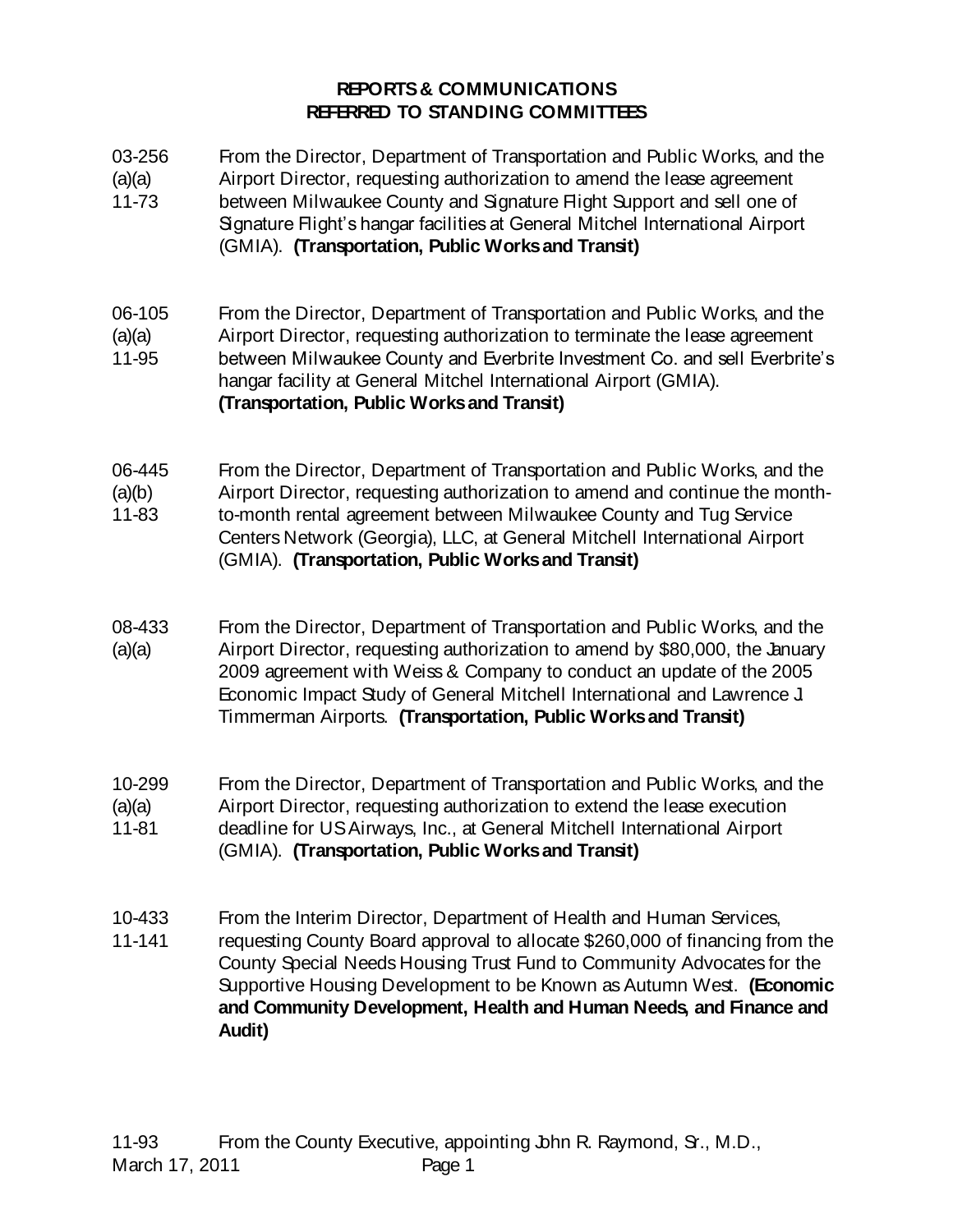**REPORTS & COMMUNICATIONS**
**REFERRED TO STANDING COMMITTEES**

03-256
(a)(a)
11-73

From the Director, Department of Transportation and Public Works, and the Airport Director, requesting authorization to amend the lease agreement between Milwaukee County and Signature Flight Support and sell one of Signature Flight's hangar facilities at General Mitchel International Airport (GMIA). **(Transportation, Public Works and Transit)**

06-105
(a)(a)
11-95

From the Director, Department of Transportation and Public Works, and the Airport Director, requesting authorization to terminate the lease agreement between Milwaukee County and Everbrite Investment Co. and sell Everbrite's hangar facility at General Mitchel International Airport (GMIA). **(Transportation, Public Works and Transit)**

06-445
(a)(b)
11-83

From the Director, Department of Transportation and Public Works, and the Airport Director, requesting authorization to amend and continue the month-to-month rental agreement between Milwaukee County and Tug Service Centers Network (Georgia), LLC, at General Mitchell International Airport (GMIA). **(Transportation, Public Works and Transit)**

08-433
(a)(a)

From the Director, Department of Transportation and Public Works, and the Airport Director, requesting authorization to amend by $80,000, the January 2009 agreement with Weiss & Company to conduct an update of the 2005 Economic Impact Study of General Mitchell International and Lawrence J. Timmerman Airports. **(Transportation, Public Works and Transit)**

10-299
(a)(a)
11-81

From the Director, Department of Transportation and Public Works, and the Airport Director, requesting authorization to extend the lease execution deadline for US Airways, Inc., at General Mitchell International Airport (GMIA). **(Transportation, Public Works and Transit)**

10-433
11-141

From the Interim Director, Department of Health and Human Services, requesting County Board approval to allocate $260,000 of financing from the County Special Needs Housing Trust Fund to Community Advocates for the Supportive Housing Development to be Known as Autumn West. **(Economic and Community Development, Health and Human Needs, and Finance and Audit)**

11-93

From the County Executive, appointing John R. Raymond, Sr., M.D.,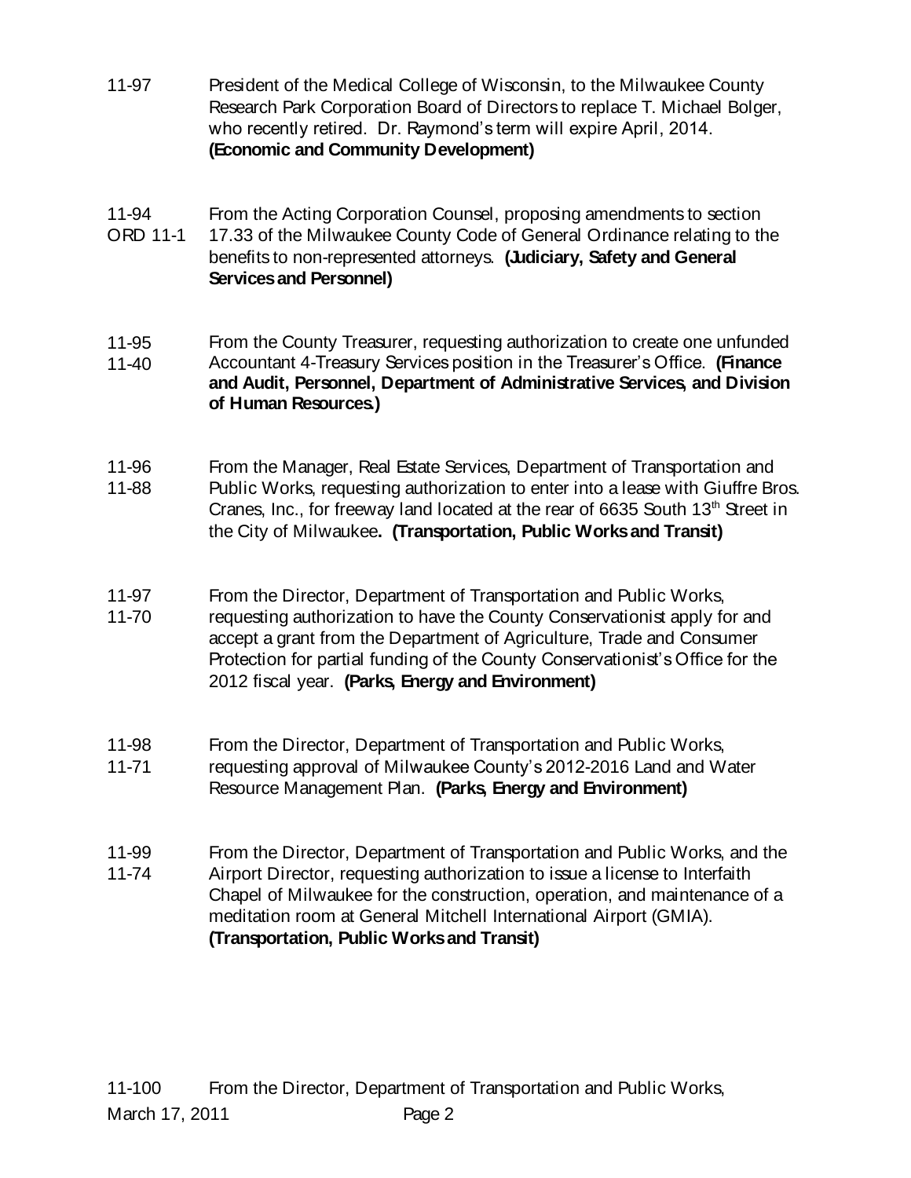11-97 President of the Medical College of Wisconsin, to the Milwaukee County Research Park Corporation Board of Directors to replace T. Michael Bolger, who recently retired. Dr. Raymond's term will expire April, 2014. **(Economic and Community Development)**

11-94
ORD 11-1 From the Acting Corporation Counsel, proposing amendments to section 17.33 of the Milwaukee County Code of General Ordinance relating to the benefits to non-represented attorneys. **(Judiciary, Safety and General Services and Personnel)**

11-95
11-40 From the County Treasurer, requesting authorization to create one unfunded Accountant 4-Treasury Services position in the Treasurer's Office. **(Finance and Audit, Personnel, Department of Administrative Services, and Division of Human Resources.)**

11-96
11-88 From the Manager, Real Estate Services, Department of Transportation and Public Works, requesting authorization to enter into a lease with Giuffre Bros. Cranes, Inc., for freeway land located at the rear of 6635 South 13th Street in the City of Milwaukee**. (Transportation, Public Works and Transit)**

11-97
11-70 From the Director, Department of Transportation and Public Works, requesting authorization to have the County Conservationist apply for and accept a grant from the Department of Agriculture, Trade and Consumer Protection for partial funding of the County Conservationist's Office for the 2012 fiscal year. **(Parks, Energy and Environment)**

11-98
11-71 From the Director, Department of Transportation and Public Works, requesting approval of Milwaukee County's 2012-2016 Land and Water Resource Management Plan. **(Parks, Energy and Environment)**

11-99
11-74 From the Director, Department of Transportation and Public Works, and the Airport Director, requesting authorization to issue a license to Interfaith Chapel of Milwaukee for the construction, operation, and maintenance of a meditation room at General Mitchell International Airport (GMIA). **(Transportation, Public Works and Transit)**

11-100 From the Director, Department of Transportation and Public Works,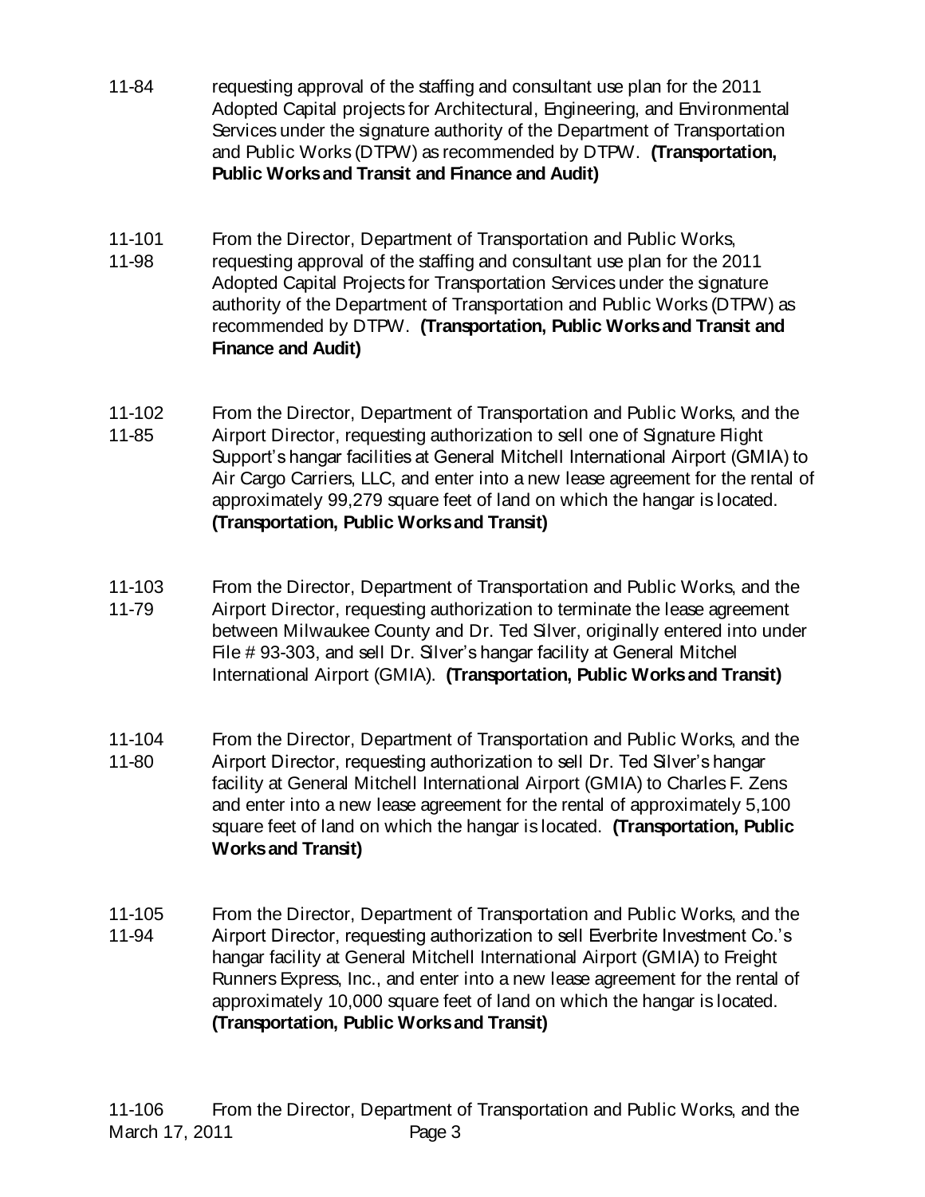11-84 requesting approval of the staffing and consultant use plan for the 2011 Adopted Capital projects for Architectural, Engineering, and Environmental Services under the signature authority of the Department of Transportation and Public Works (DTPW) as recommended by DTPW. **(Transportation, Public Works and Transit and Finance and Audit)**

11-101
11-98 From the Director, Department of Transportation and Public Works, requesting approval of the staffing and consultant use plan for the 2011 Adopted Capital Projects for Transportation Services under the signature authority of the Department of Transportation and Public Works (DTPW) as recommended by DTPW. **(Transportation, Public Works and Transit and Finance and Audit)**

11-102
11-85 From the Director, Department of Transportation and Public Works, and the Airport Director, requesting authorization to sell one of Signature Flight Support's hangar facilities at General Mitchell International Airport (GMIA) to Air Cargo Carriers, LLC, and enter into a new lease agreement for the rental of approximately 99,279 square feet of land on which the hangar is located. **(Transportation, Public Works and Transit)**

11-103
11-79 From the Director, Department of Transportation and Public Works, and the Airport Director, requesting authorization to terminate the lease agreement between Milwaukee County and Dr. Ted Silver, originally entered into under File # 93-303, and sell Dr. Silver's hangar facility at General Mitchel International Airport (GMIA). **(Transportation, Public Works and Transit)**

11-104
11-80 From the Director, Department of Transportation and Public Works, and the Airport Director, requesting authorization to sell Dr. Ted Silver's hangar facility at General Mitchell International Airport (GMIA) to Charles F. Zens and enter into a new lease agreement for the rental of approximately 5,100 square feet of land on which the hangar is located. **(Transportation, Public Works and Transit)**

11-105
11-94 From the Director, Department of Transportation and Public Works, and the Airport Director, requesting authorization to sell Everbrite Investment Co.'s hangar facility at General Mitchell International Airport (GMIA) to Freight Runners Express, Inc., and enter into a new lease agreement for the rental of approximately 10,000 square feet of land on which the hangar is located. **(Transportation, Public Works and Transit)**

11-106 From the Director, Department of Transportation and Public Works, and the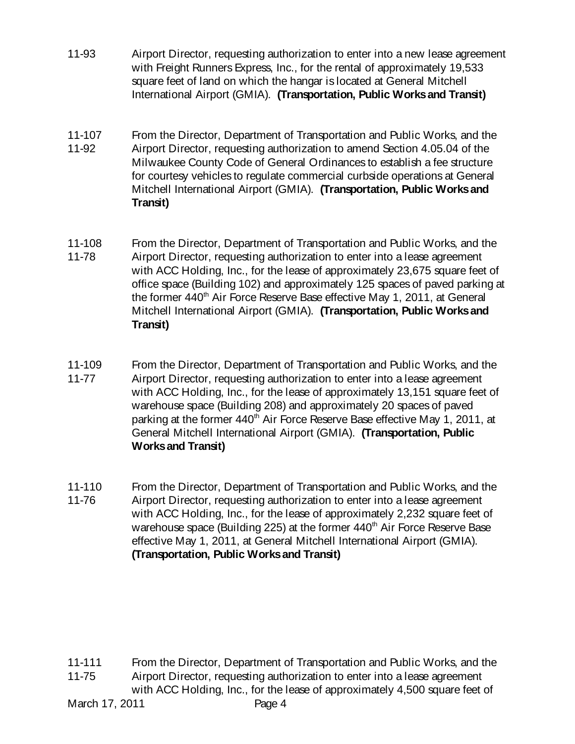11-93 Airport Director, requesting authorization to enter into a new lease agreement with Freight Runners Express, Inc., for the rental of approximately 19,533 square feet of land on which the hangar is located at General Mitchell International Airport (GMIA). **(Transportation, Public Works and Transit)**

11-107
11-92 From the Director, Department of Transportation and Public Works, and the Airport Director, requesting authorization to amend Section 4.05.04 of the Milwaukee County Code of General Ordinances to establish a fee structure for courtesy vehicles to regulate commercial curbside operations at General Mitchell International Airport (GMIA). **(Transportation, Public Works and Transit)**

11-108
11-78 From the Director, Department of Transportation and Public Works, and the Airport Director, requesting authorization to enter into a lease agreement with ACC Holding, Inc., for the lease of approximately 23,675 square feet of office space (Building 102) and approximately 125 spaces of paved parking at the former 440th Air Force Reserve Base effective May 1, 2011, at General Mitchell International Airport (GMIA). **(Transportation, Public Works and Transit)**

11-109
11-77 From the Director, Department of Transportation and Public Works, and the Airport Director, requesting authorization to enter into a lease agreement with ACC Holding, Inc., for the lease of approximately 13,151 square feet of warehouse space (Building 208) and approximately 20 spaces of paved parking at the former 440th Air Force Reserve Base effective May 1, 2011, at General Mitchell International Airport (GMIA). **(Transportation, Public Works and Transit)**

11-110
11-76 From the Director, Department of Transportation and Public Works, and the Airport Director, requesting authorization to enter into a lease agreement with ACC Holding, Inc., for the lease of approximately 2,232 square feet of warehouse space (Building 225) at the former 440th Air Force Reserve Base effective May 1, 2011, at General Mitchell International Airport (GMIA). **(Transportation, Public Works and Transit)**

11-111
11-75 From the Director, Department of Transportation and Public Works, and the Airport Director, requesting authorization to enter into a lease agreement with ACC Holding, Inc., for the lease of approximately 4,500 square feet of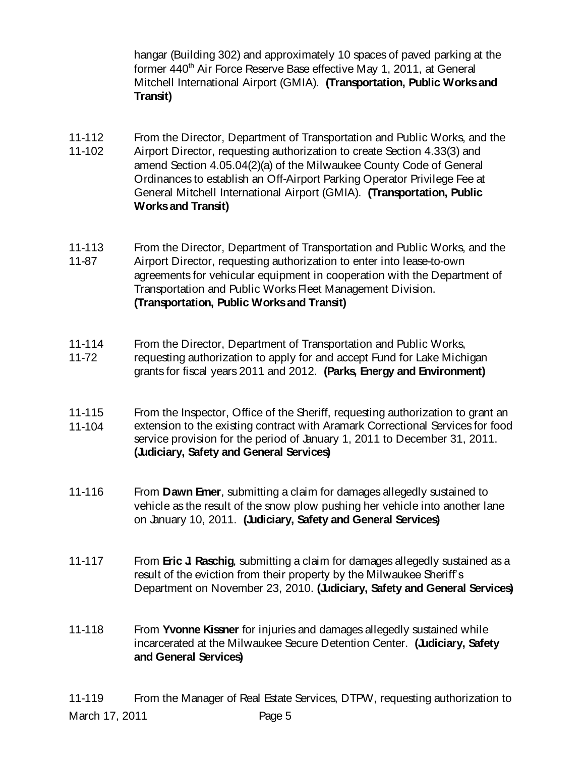hangar (Building 302) and approximately 10 spaces of paved parking at the former 440th Air Force Reserve Base effective May 1, 2011, at General Mitchell International Airport (GMIA). **(Transportation, Public Works and Transit)**

11-112
11-102 From the Director, Department of Transportation and Public Works, and the Airport Director, requesting authorization to create Section 4.33(3) and amend Section 4.05.04(2)(a) of the Milwaukee County Code of General Ordinances to establish an Off-Airport Parking Operator Privilege Fee at General Mitchell International Airport (GMIA). **(Transportation, Public Works and Transit)**

11-113
11-87 From the Director, Department of Transportation and Public Works, and the Airport Director, requesting authorization to enter into lease-to-own agreements for vehicular equipment in cooperation with the Department of Transportation and Public Works Fleet Management Division. **(Transportation, Public Works and Transit)**

11-114
11-72 From the Director, Department of Transportation and Public Works, requesting authorization to apply for and accept Fund for Lake Michigan grants for fiscal years 2011 and 2012. **(Parks, Energy and Environment)**

11-115
11-104 From the Inspector, Office of the Sheriff, requesting authorization to grant an extension to the existing contract with Aramark Correctional Services for food service provision for the period of January 1, 2011 to December 31, 2011. **(Judiciary, Safety and General Services)**

11-116 From **Dawn Emer**, submitting a claim for damages allegedly sustained to vehicle as the result of the snow plow pushing her vehicle into another lane on January 10, 2011. **(Judiciary, Safety and General Services)**

11-117 From **Eric J. Raschig**, submitting a claim for damages allegedly sustained as a result of the eviction from their property by the Milwaukee Sheriff's Department on November 23, 2010. **(Judiciary, Safety and General Services)**

11-118 From **Yvonne Kissner** for injuries and damages allegedly sustained while incarcerated at the Milwaukee Secure Detention Center. **(Judiciary, Safety and General Services)**

11-119 From the Manager of Real Estate Services, DTPW, requesting authorization to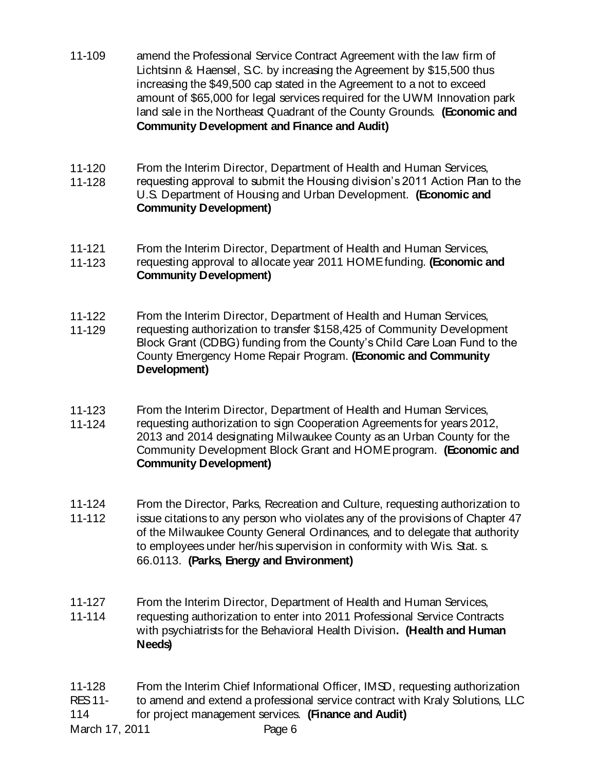11-109 amend the Professional Service Contract Agreement with the law firm of Lichtsinn & Haensel, S.C. by increasing the Agreement by $15,500 thus increasing the $49,500 cap stated in the Agreement to a not to exceed amount of $65,000 for legal services required for the UWM Innovation park land sale in the Northeast Quadrant of the County Grounds. **(Economic and Community Development and Finance and Audit)**

11-120
11-128 From the Interim Director, Department of Health and Human Services, requesting approval to submit the Housing division's 2011 Action Plan to the U.S. Department of Housing and Urban Development. **(Economic and Community Development)**

11-121
11-123 From the Interim Director, Department of Health and Human Services, requesting approval to allocate year 2011 HOME funding. **(Economic and Community Development)**

11-122
11-129 From the Interim Director, Department of Health and Human Services, requesting authorization to transfer $158,425 of Community Development Block Grant (CDBG) funding from the County's Child Care Loan Fund to the County Emergency Home Repair Program. **(Economic and Community Development)**

11-123
11-124 From the Interim Director, Department of Health and Human Services, requesting authorization to sign Cooperation Agreements for years 2012, 2013 and 2014 designating Milwaukee County as an Urban County for the Community Development Block Grant and HOME program. **(Economic and Community Development)**

11-124
11-112 From the Director, Parks, Recreation and Culture, requesting authorization to issue citations to any person who violates any of the provisions of Chapter 47 of the Milwaukee County General Ordinances, and to delegate that authority to employees under her/his supervision in conformity with Wis. Stat. s. 66.0113. **(Parks, Energy and Environment)**

11-127
11-114 From the Interim Director, Department of Health and Human Services, requesting authorization to enter into 2011 Professional Service Contracts with psychiatrists for the Behavioral Health Division**. (Health and Human Needs)**

11-128
RES 11-114 From the Interim Chief Informational Officer, IMSD, requesting authorization to amend and extend a professional service contract with Kraly Solutions, LLC for project management services. **(Finance and Audit)**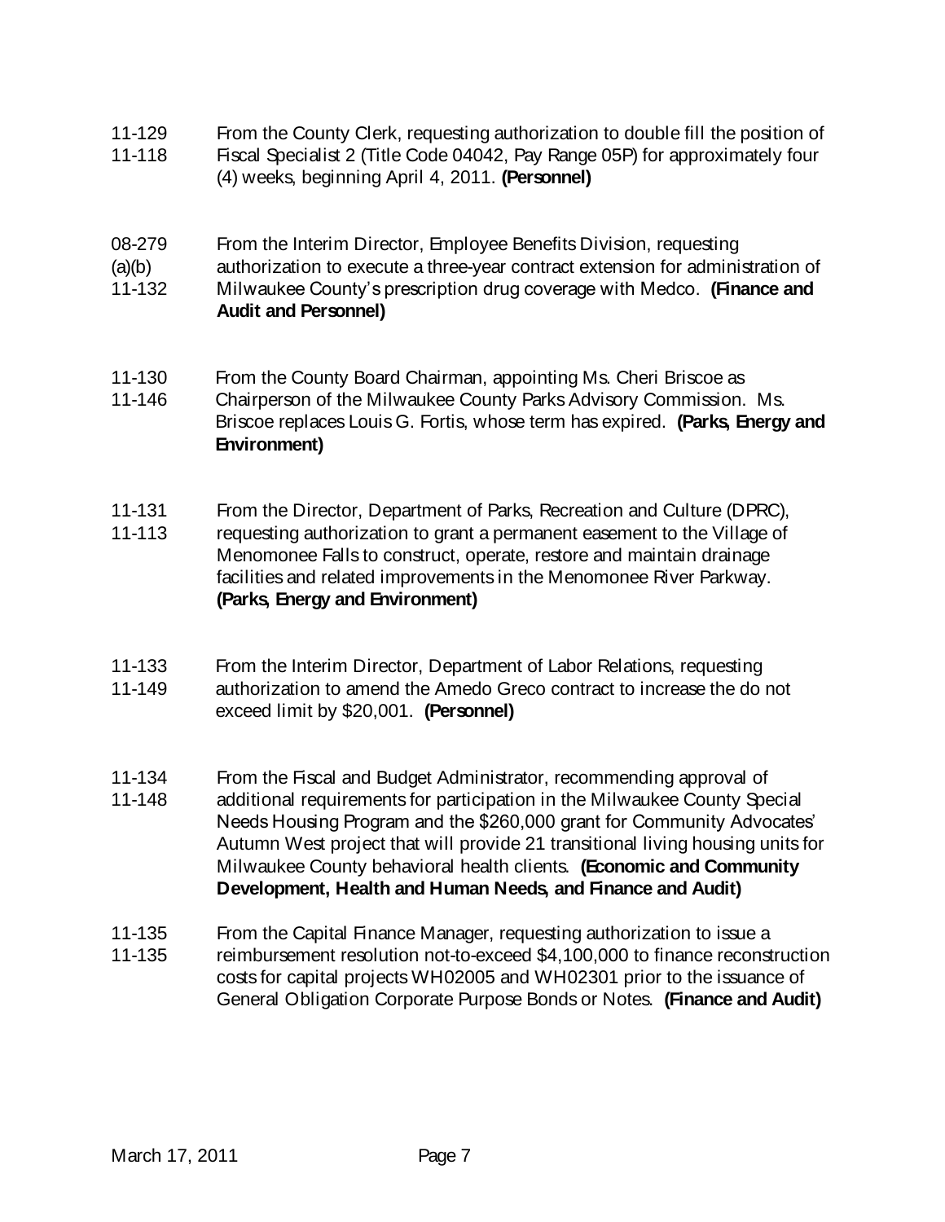11-129
11-118

From the County Clerk, requesting authorization to double fill the position of Fiscal Specialist 2 (Title Code 04042, Pay Range 05P) for approximately four (4) weeks, beginning April 4, 2011. **(Personnel)**

08-279
(a)(b)
11-132

From the Interim Director, Employee Benefits Division, requesting authorization to execute a three-year contract extension for administration of Milwaukee County's prescription drug coverage with Medco. **(Finance and Audit and Personnel)**

11-130
11-146

From the County Board Chairman, appointing Ms. Cheri Briscoe as Chairperson of the Milwaukee County Parks Advisory Commission. Ms. Briscoe replaces Louis G. Fortis, whose term has expired. **(Parks, Energy and Environment)**

11-131
11-113

From the Director, Department of Parks, Recreation and Culture (DPRC), requesting authorization to grant a permanent easement to the Village of Menomonee Falls to construct, operate, restore and maintain drainage facilities and related improvements in the Menomonee River Parkway. **(Parks, Energy and Environment)**

11-133
11-149

From the Interim Director, Department of Labor Relations, requesting authorization to amend the Amedo Greco contract to increase the do not exceed limit by $20,001. **(Personnel)**

11-134
11-148

From the Fiscal and Budget Administrator, recommending approval of additional requirements for participation in the Milwaukee County Special Needs Housing Program and the $260,000 grant for Community Advocates' Autumn West project that will provide 21 transitional living housing units for Milwaukee County behavioral health clients. **(Economic and Community Development, Health and Human Needs, and Finance and Audit)**

11-135
11-135

From the Capital Finance Manager, requesting authorization to issue a reimbursement resolution not-to-exceed $4,100,000 to finance reconstruction costs for capital projects WH02005 and WH02301 prior to the issuance of General Obligation Corporate Purpose Bonds or Notes. **(Finance and Audit)**

March 17, 2011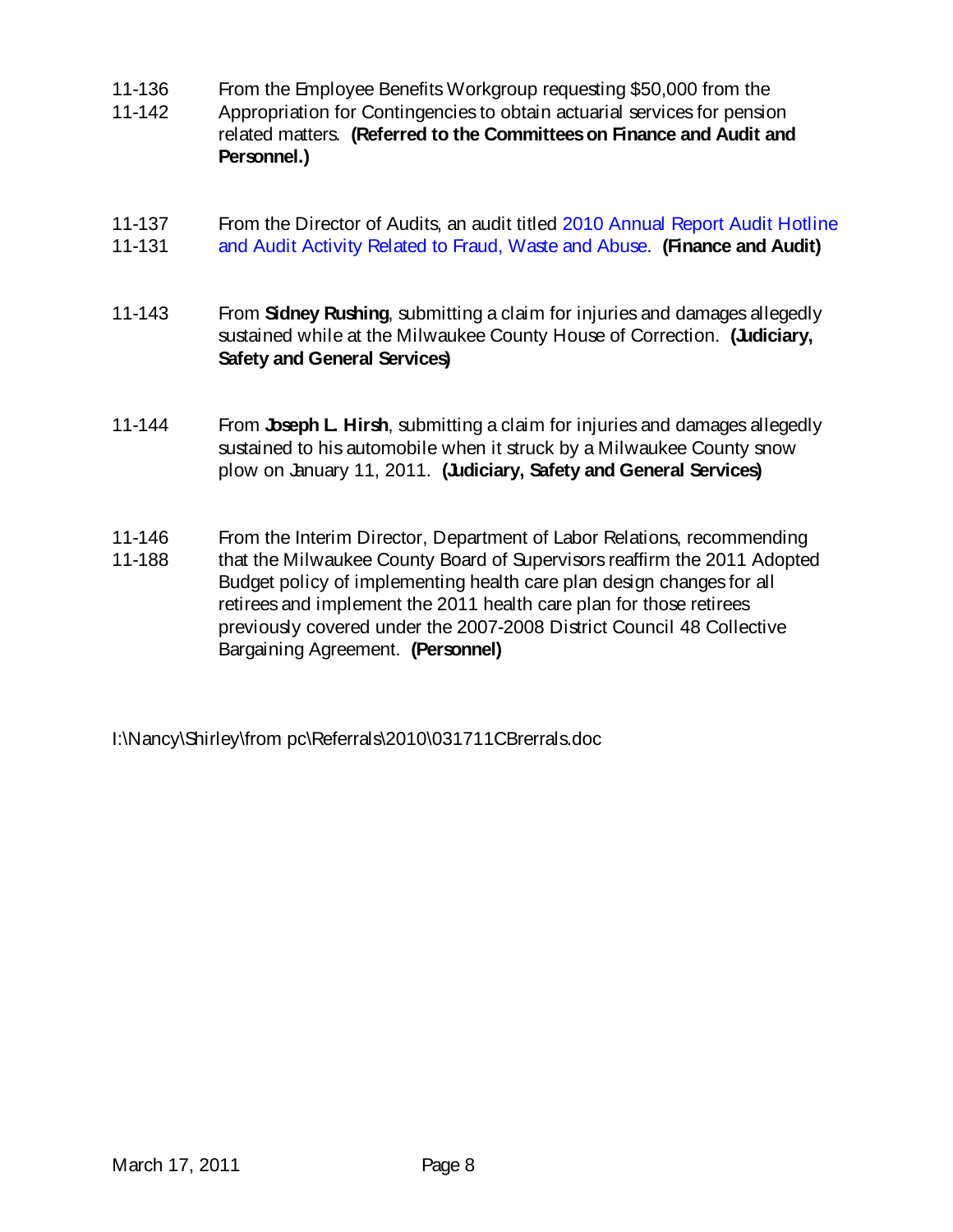11-136
11-142

From the Employee Benefits Workgroup requesting $50,000 from the Appropriation for Contingencies to obtain actuarial services for pension related matters. **(Referred to the Committees on Finance and Audit and Personnel.)**

11-137
11-131

From the Director of Audits, an audit titled 2010 Annual Report Audit Hotline and Audit Activity Related to Fraud, Waste and Abuse. **(Finance and Audit)**

11-143

From **Sidney Rushing**, submitting a claim for injuries and damages allegedly sustained while at the Milwaukee County House of Correction. **(Judiciary, Safety and General Services)**

11-144

From **Joseph L. Hirsh**, submitting a claim for injuries and damages allegedly sustained to his automobile when it struck by a Milwaukee County snow plow on January 11, 2011. **(Judiciary, Safety and General Services)**

11-146
11-188

From the Interim Director, Department of Labor Relations, recommending that the Milwaukee County Board of Supervisors reaffirm the 2011 Adopted Budget policy of implementing health care plan design changes for all retirees and implement the 2011 health care plan for those retirees previously covered under the 2007-2008 District Council 48 Collective Bargaining Agreement. **(Personnel)**

I:\Nancy\Shirley\from pc\Referrals\2010\031711CBrerrals.doc